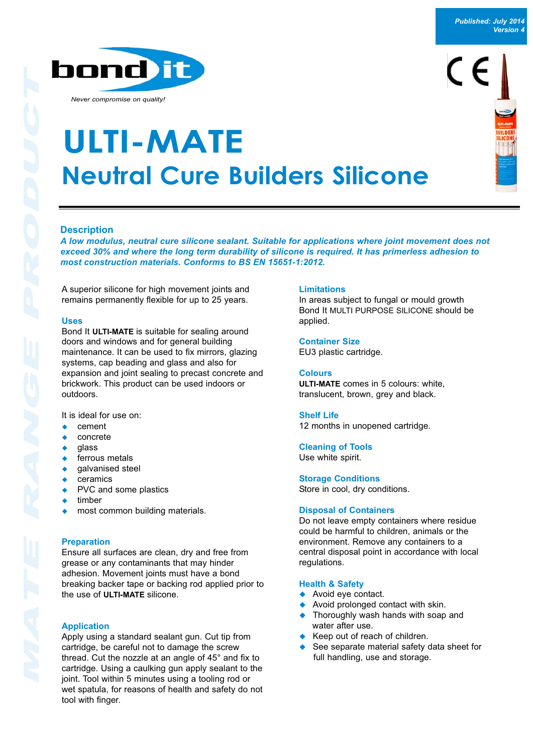Published: July 2014
Version 4

bond it

*Never compromise on quality!*

# ULTI-MATE

## Neutral Cure Builders Silicone

### Description

***A low modulus, neutral cure silicone sealant. Suitable for applications where joint movement does not exceed 30% and where the long term durability of silicone is required. It has primerless adhesion to most construction materials. Conforms to BS EN 15651-1:2012.***

A superior silicone for high movement joints and remains permanently flexible for up to 25 years.

### Uses

Bond It **ULTI-MATE** is suitable for sealing around doors and windows and for general building maintenance. It can be used to fix mirrors, glazing systems, cap beading and glass and also for expansion and joint sealing to precast concrete and brickwork. This product can be used indoors or outdoors.

It is ideal for use on:

- cement
- concrete
- glass
- ferrous metals
- galvanised steel
- ceramics
- PVC and some plastics
- timber
- most common building materials.

### Preparation

Ensure all surfaces are clean, dry and free from grease or any contaminants that may hinder adhesion. Movement joints must have a bond breaking backer tape or backing rod applied prior to the use of **ULTI-MATE** silicone.

### Application

Apply using a standard sealant gun. Cut tip from cartridge, be careful not to damage the screw thread. Cut the nozzle at an angle of 45° and fix to cartridge. Using a caulking gun apply sealant to the joint. Tool within 5 minutes using a tooling rod or wet spatula, for reasons of health and safety do not tool with finger.

### Limitations

In areas subject to fungal or mould growth Bond It MULTI PURPOSE SILICONE should be applied.

### Container Size

EU3 plastic cartridge.

### Colours

**ULTI-MATE** comes in 5 colours: white, translucent, brown, grey and black.

### Shelf Life

12 months in unopened cartridge.

### Cleaning of Tools

Use white spirit.

### Storage Conditions

Store in cool, dry conditions.

### Disposal of Containers

Do not leave empty containers where residue could be harmful to children, animals or the environment. Remove any containers to a central disposal point in accordance with local regulations.

### Health & Safety

- Avoid eye contact.
- Avoid prolonged contact with skin.
- Thoroughly wash hands with soap and water after use.
- Keep out of reach of children.
- See separate material safety data sheet for full handling, use and storage.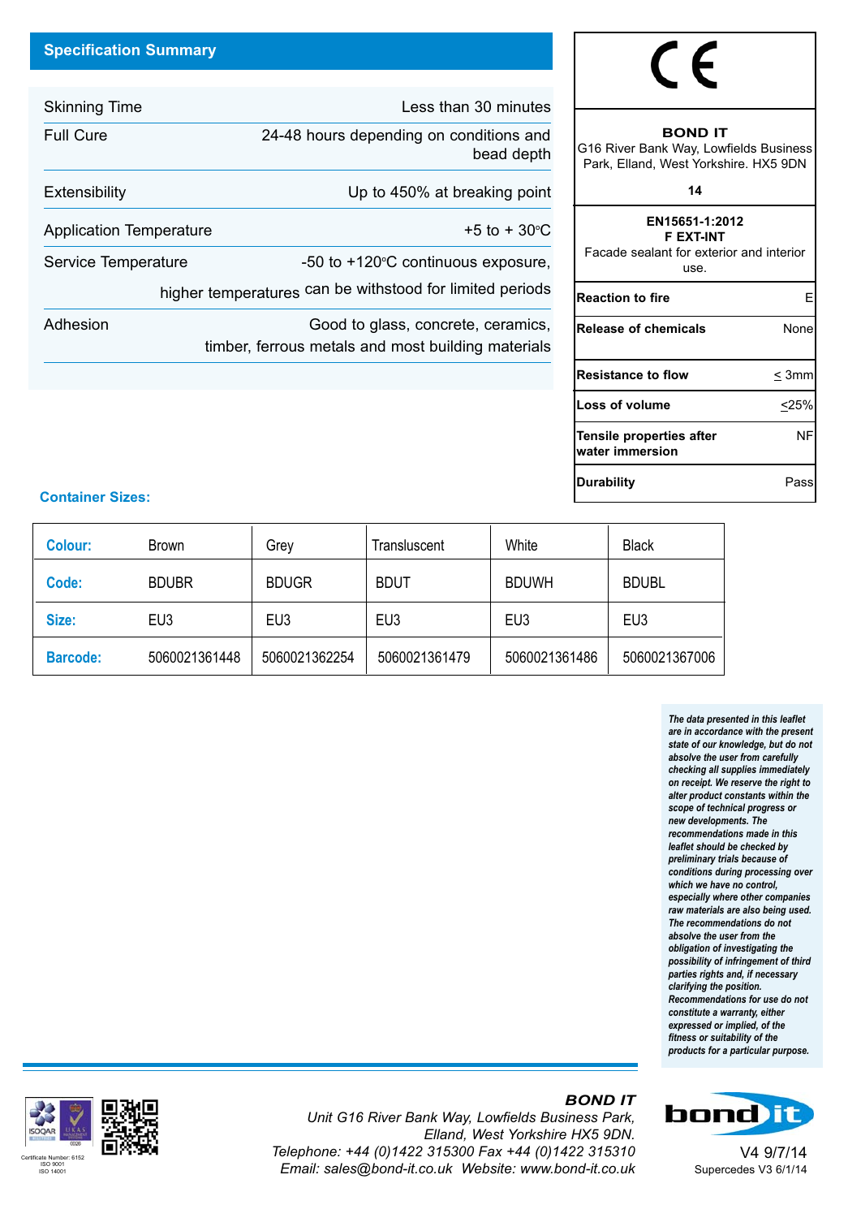## Specification Summary

| | |
|---|---|
| Skinning Time | Less than 30 minutes |
| Full Cure | 24-48 hours depending on conditions and bead depth |
| Extensibility | Up to 450% at breaking point |
| Application Temperature | +5 to + 30°C |
| Service Temperature | -50 to +120°C continuous exposure, higher temperatures can be withstood for limited periods |
| Adhesion | Good to glass, concrete, ceramics, timber, ferrous metals and most building materials |

CE

**BOND IT**
G16 River Bank Way, Lowfields Business Park, Elland, West Yorkshire. HX5 9DN

**14**

**EN15651-1:2012**
**F EXT-INT**
Facade sealant for exterior and interior use.

| | |
|---|---|
| **Reaction to fire** | E |
| **Release of chemicals** | None |
| **Resistance to flow** | ≤ 3mm |
| **Loss of volume** | ≤25% |
| **Tensile properties after water immersion** | NF |
| **Durability** | Pass |

**Container Sizes:**

| **Colour:** | Brown | Grey | Transluscent | White | Black |
|---|---|---|---|---|---|
| **Code:** | BDUBR | BDUGR | BDUT | BDUWH | BDUBL |
| **Size:** | EU3 | EU3 | EU3 | EU3 | EU3 |
| **Barcode:** | 5060021361448 | 5060021362254 | 5060021361479 | 5060021361486 | 5060021367006 |

***The data presented in this leaflet are in accordance with the present state of our knowledge, but do not absolve the user from carefully checking all supplies immediately on receipt. We reserve the right to alter product constants within the scope of technical progress or new developments. The recommendations made in this leaflet should be checked by preliminary trials because of conditions during processing over which we have no control, especially where other companies raw materials are also being used. The recommendations do not absolve the user from the obligation of investigating the possibility of infringement of third parties rights and, if necessary clarifying the position. Recommendations for use do not constitute a warranty, either expressed or implied, of the fitness or suitability of the products for a particular purpose.***

Certificate Number: 6152
ISO 9001
ISO 14001

***BOND IT***
*Unit G16 River Bank Way, Lowfields Business Park,*
*Elland, West Yorkshire HX5 9DN.*
*Telephone: +44 (0)1422 315300 Fax +44 (0)1422 315310*
*Email: sales@bond-it.co.uk Website: www.bond-it.co.uk*

bond it

V4 9/7/14
Supercedes V3 6/1/14